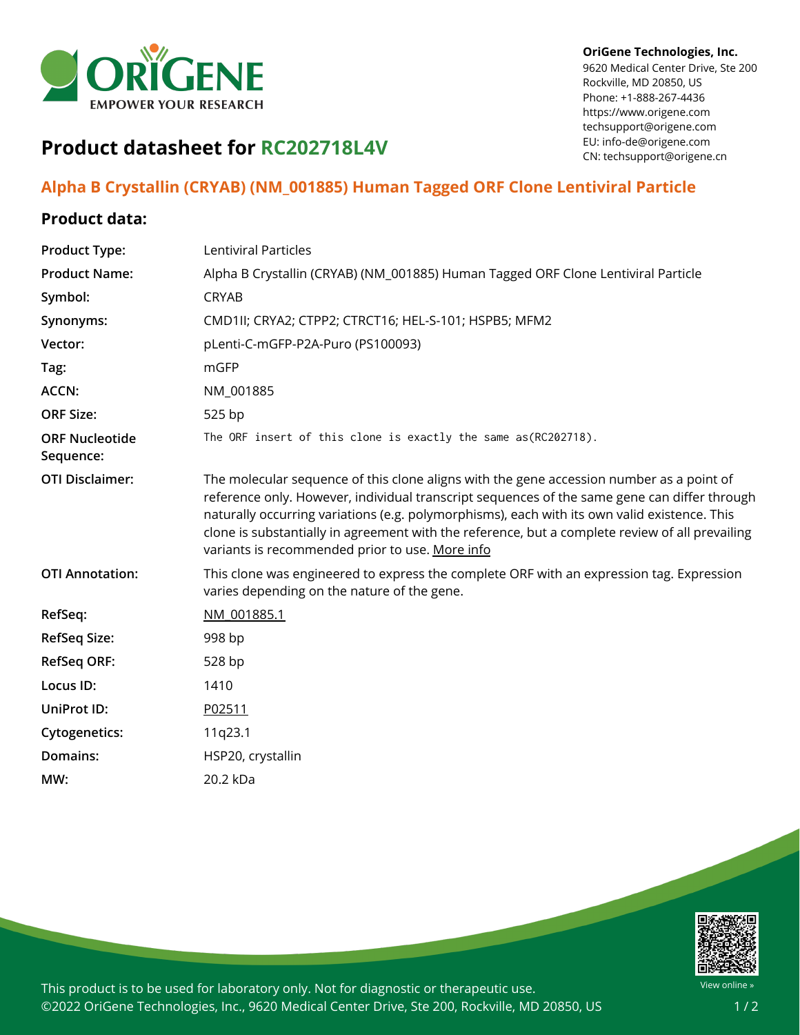**OriGene Technologies, Inc.**
9620 Medical Center Drive, Ste 200
Rockville, MD 20850, US
Phone: +1-888-267-4436
https://www.origene.com
techsupport@origene.com
EU: info-de@origene.com
CN: techsupport@origene.cn

# Product datasheet for RC202718L4V

## Alpha B Crystallin (CRYAB) (NM_001885) Human Tagged ORF Clone Lentiviral Particle

### Product data:

| | |
|---|---|
| **Product Type:** | Lentiviral Particles |
| **Product Name:** | Alpha B Crystallin (CRYAB) (NM_001885) Human Tagged ORF Clone Lentiviral Particle |
| **Symbol:** | CRYAB |
| **Synonyms:** | CMD1II; CRYA2; CTPP2; CTRCT16; HEL-S-101; HSPB5; MFM2 |
| **Vector:** | pLenti-C-mGFP-P2A-Puro (PS100093) |
| **Tag:** | mGFP |
| **ACCN:** | NM_001885 |
| **ORF Size:** | 525 bp |
| **ORF Nucleotide Sequence:** | The ORF insert of this clone is exactly the same as(RC202718). |
| **OTI Disclaimer:** | The molecular sequence of this clone aligns with the gene accession number as a point of reference only. However, individual transcript sequences of the same gene can differ through naturally occurring variations (e.g. polymorphisms), each with its own valid existence. This clone is substantially in agreement with the reference, but a complete review of all prevailing variants is recommended prior to use. More info |
| **OTI Annotation:** | This clone was engineered to express the complete ORF with an expression tag. Expression varies depending on the nature of the gene. |
| **RefSeq:** | NM_001885.1 |
| **RefSeq Size:** | 998 bp |
| **RefSeq ORF:** | 528 bp |
| **Locus ID:** | 1410 |
| **UniProt ID:** | P02511 |
| **Cytogenetics:** | 11q23.1 |
| **Domains:** | HSP20, crystallin |
| **MW:** | 20.2 kDa |

This product is to be used for laboratory only. Not for diagnostic or therapeutic use.
©2022 OriGene Technologies, Inc., 9620 Medical Center Drive, Ste 200, Rockville, MD 20850, US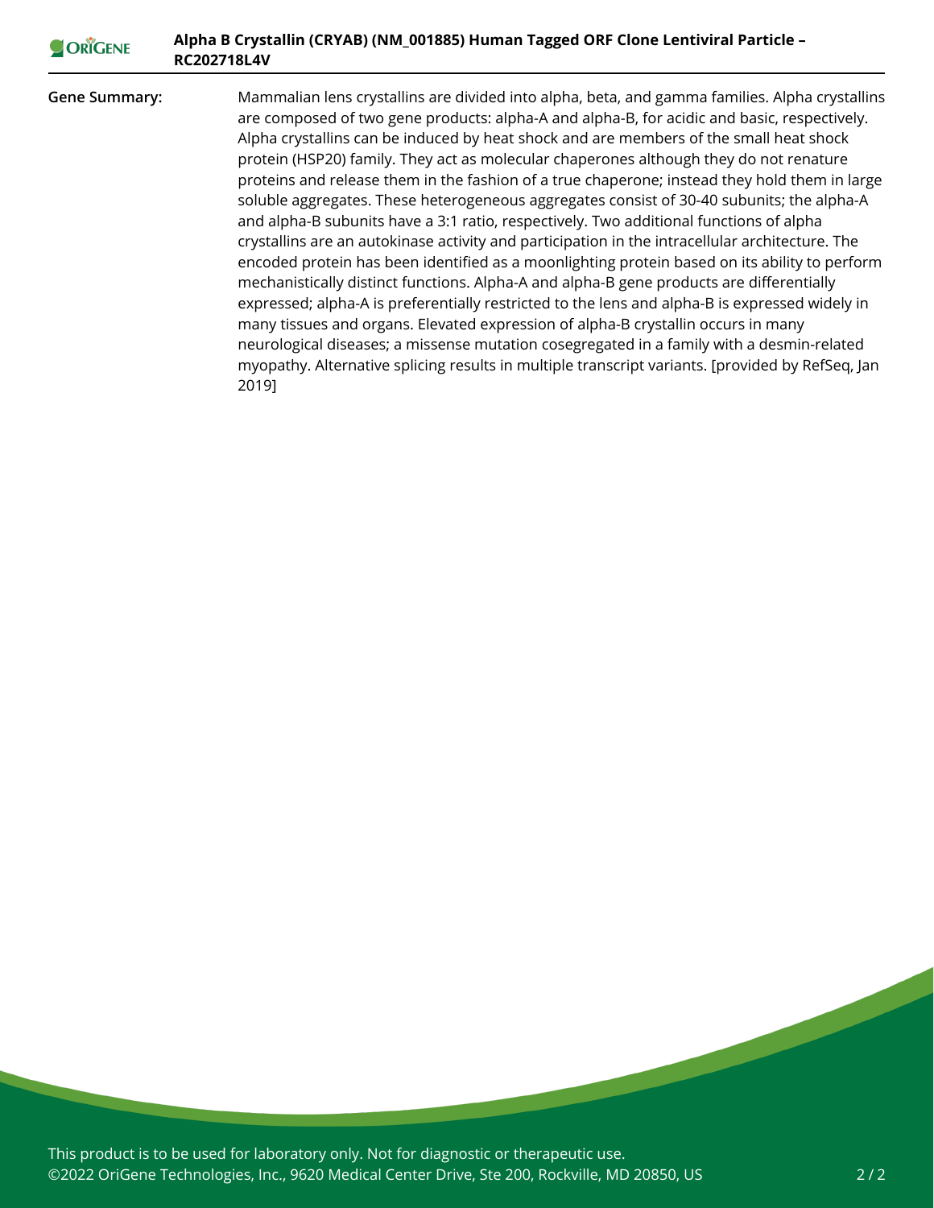**Gene Summary:**

Mammalian lens crystallins are divided into alpha, beta, and gamma families. Alpha crystallins are composed of two gene products: alpha-A and alpha-B, for acidic and basic, respectively. Alpha crystallins can be induced by heat shock and are members of the small heat shock protein (HSP20) family. They act as molecular chaperones although they do not renature proteins and release them in the fashion of a true chaperone; instead they hold them in large soluble aggregates. These heterogeneous aggregates consist of 30-40 subunits; the alpha-A and alpha-B subunits have a 3:1 ratio, respectively. Two additional functions of alpha crystallins are an autokinase activity and participation in the intracellular architecture. The encoded protein has been identified as a moonlighting protein based on its ability to perform mechanistically distinct functions. Alpha-A and alpha-B gene products are differentially expressed; alpha-A is preferentially restricted to the lens and alpha-B is expressed widely in many tissues and organs. Elevated expression of alpha-B crystallin occurs in many neurological diseases; a missense mutation cosegregated in a family with a desmin-related myopathy. Alternative splicing results in multiple transcript variants. [provided by RefSeq, Jan 2019]